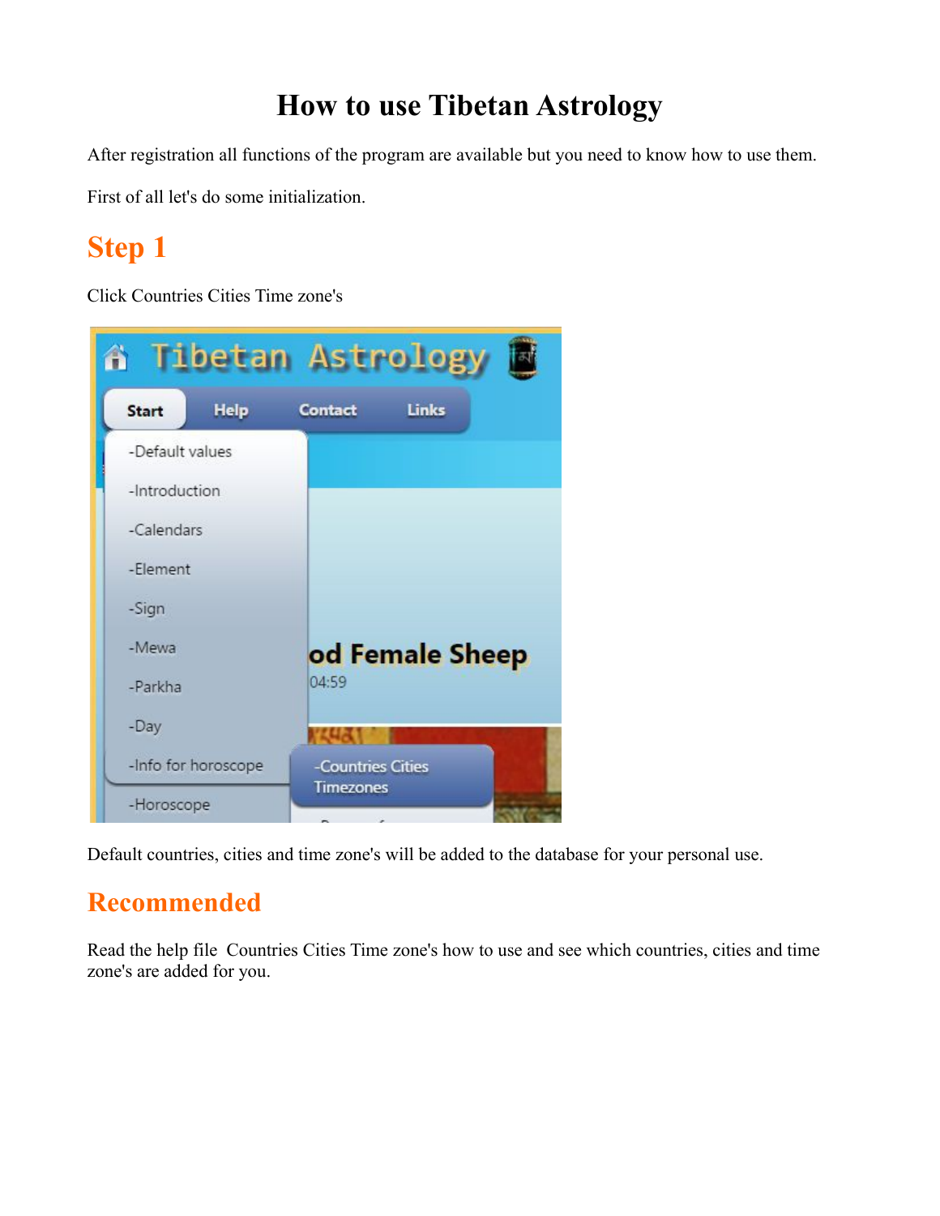# How to use Tibetan Astrology

After registration all functions of the program are available but you need to know how to use them.

First of all let's do some initialization.

## Step 1

Click Countries Cities Time zone's

Default countries, cities and time zone's will be added to the database for your personal use.

## Recommended

Read the help file  Countries Cities Time zone's how to use and see which countries, cities and time zone's are added for you.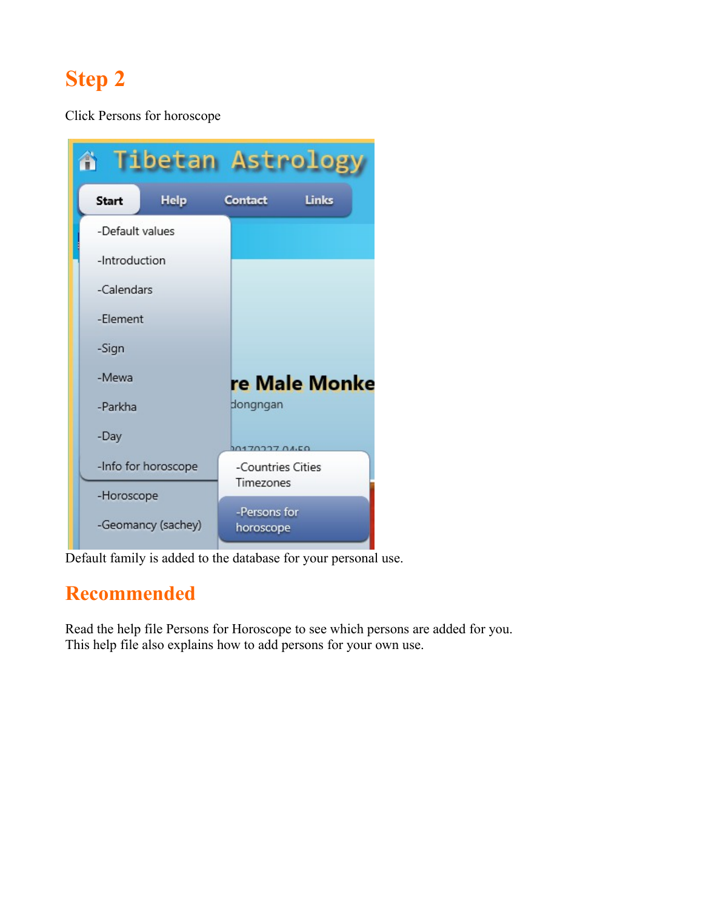## Step 2

Click Persons for horoscope

Default family is added to the database for your personal use.

## Recommended

Read the help file Persons for Horoscope to see which persons are added for you.
This help file also explains how to add persons for your own use.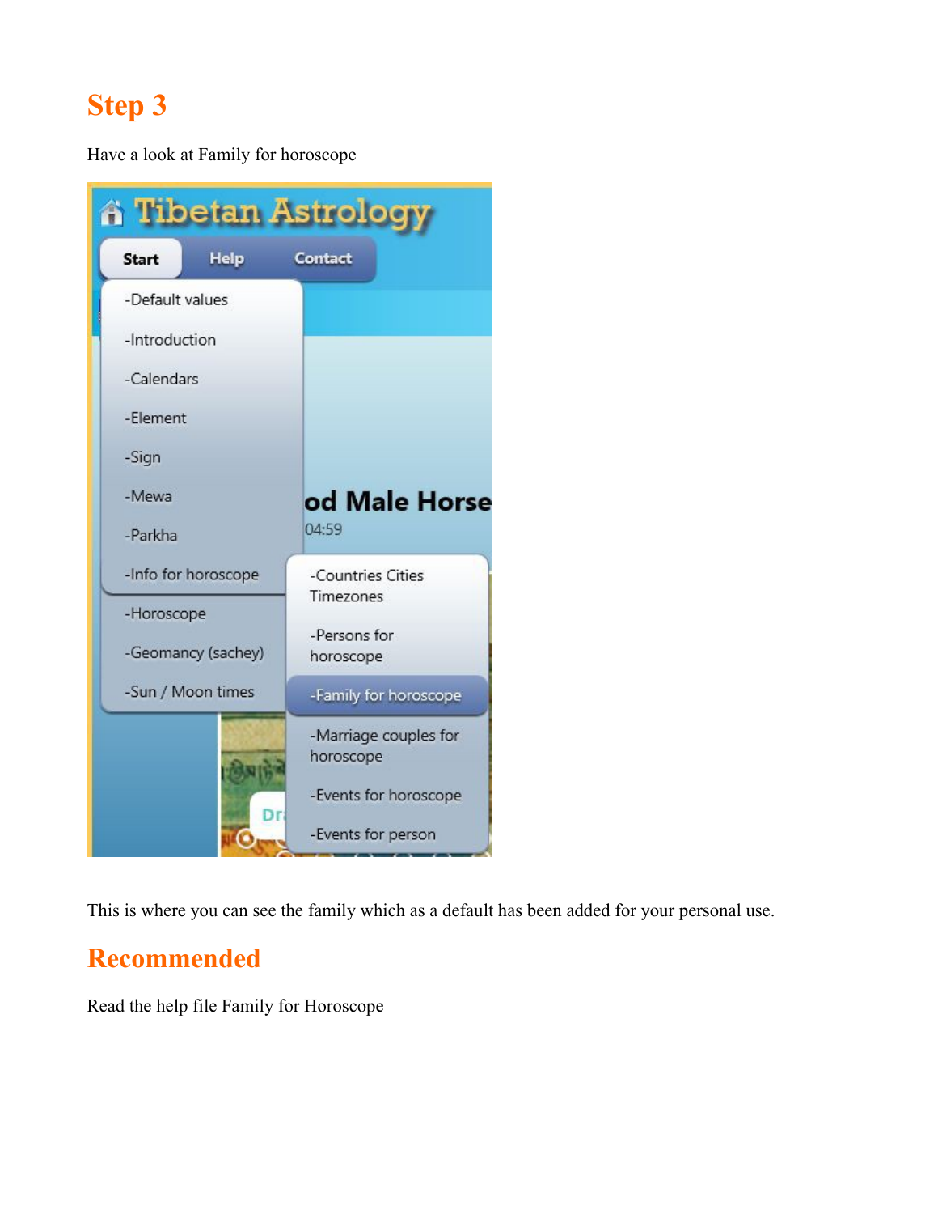## Step 3

Have a look at Family for horoscope

This is where you can see the family which as a default has been added for your personal use.

## Recommended

Read the help file Family for Horoscope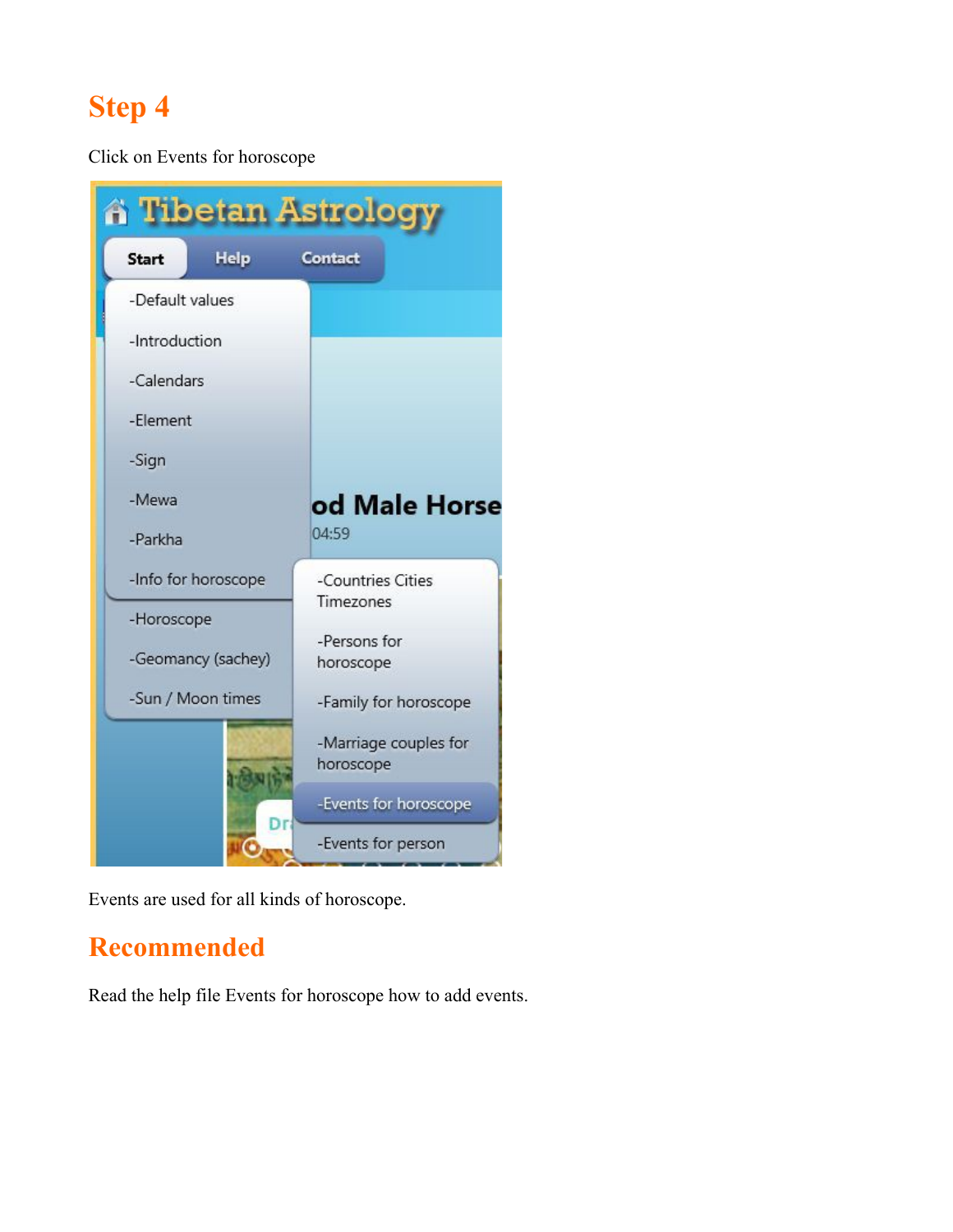## Step 4

Click on Events for horoscope

Events are used for all kinds of horoscope.

## Recommended

Read the help file Events for horoscope how to add events.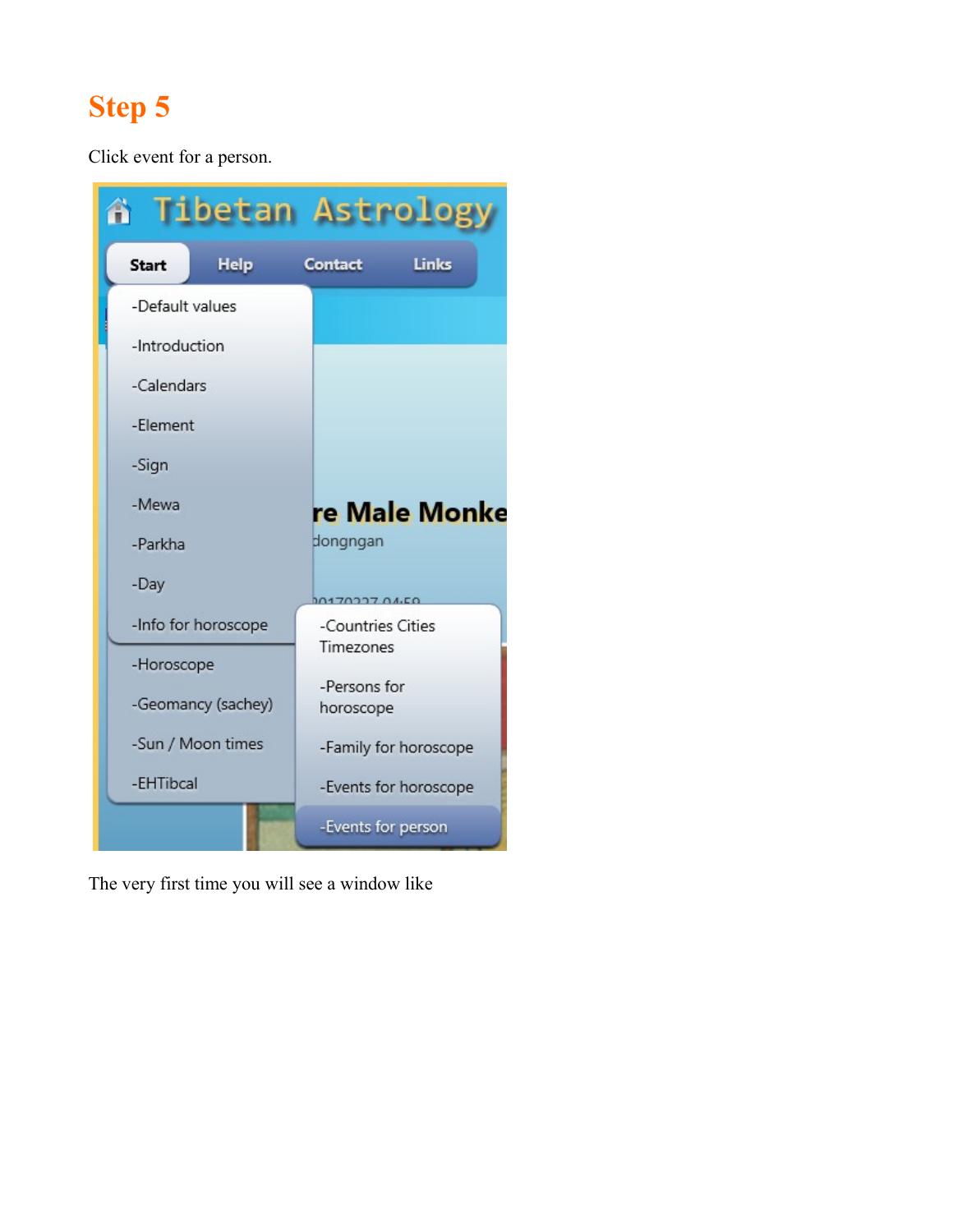# Step 5

Click event for a person.

The very first time you will see a window like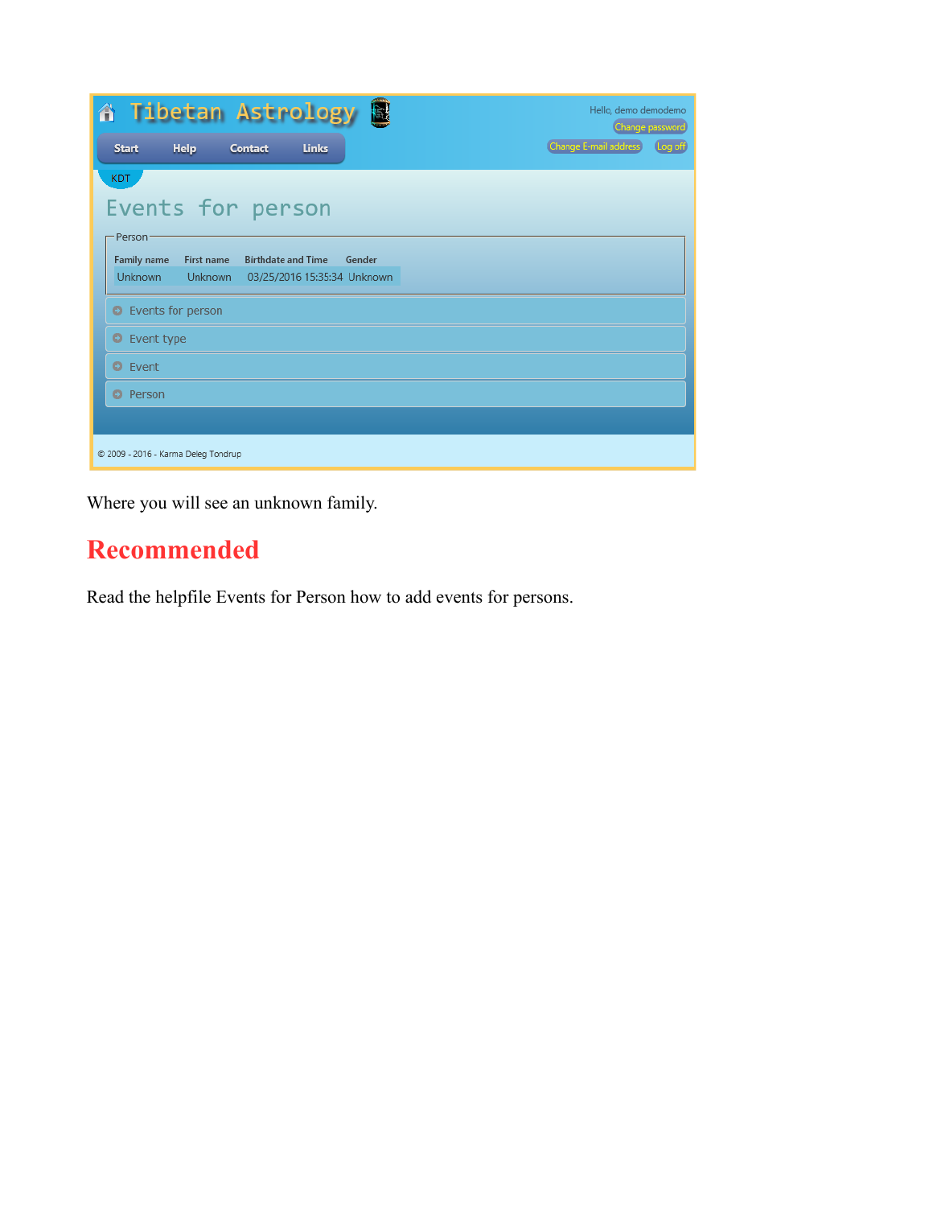Where you will see an unknown family.

# Recommended

Read the helpfile Events for Person how to add events for persons.